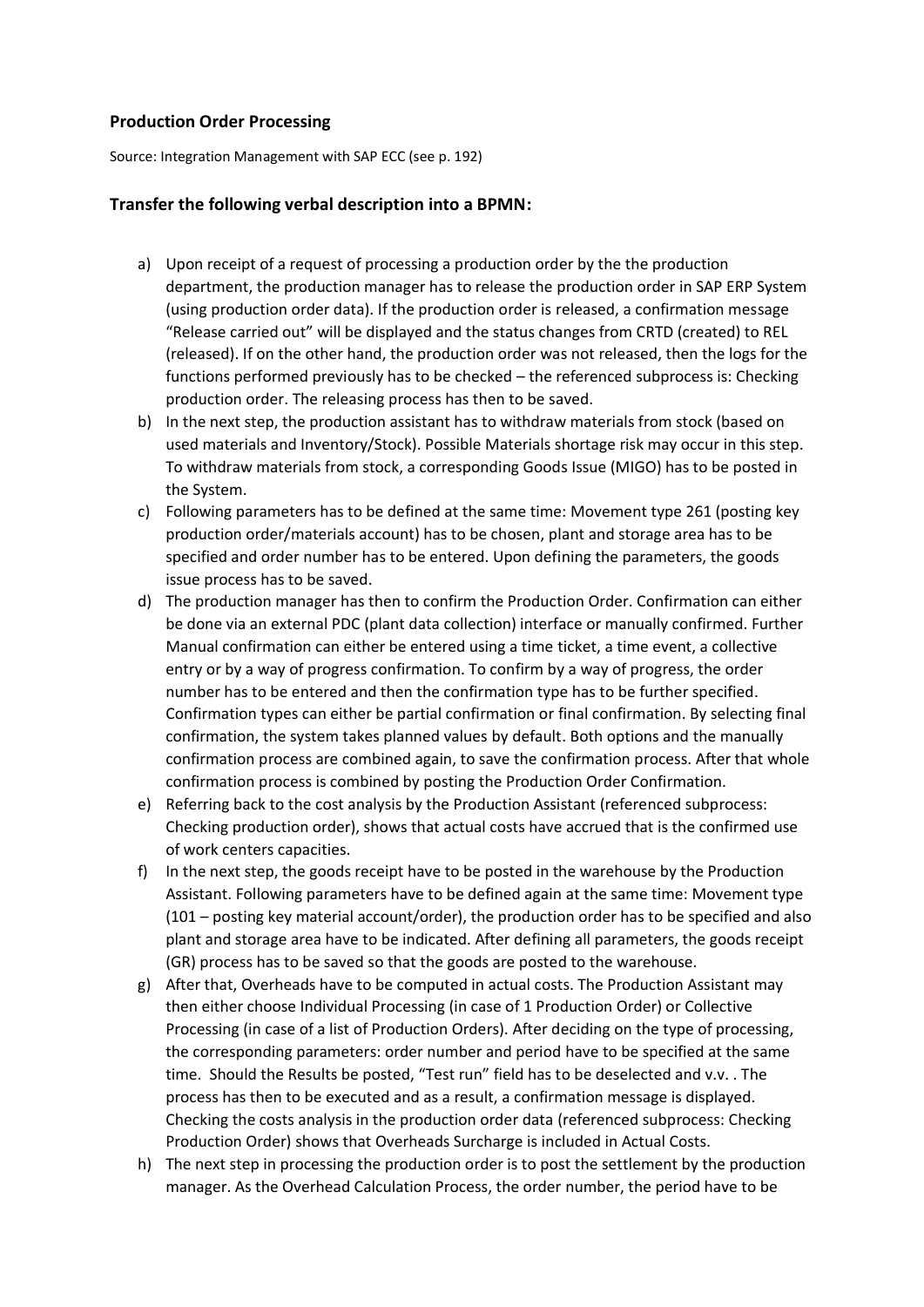**Production Order Processing**

Source: Integration Management with SAP ECC (see p. 192)

### Transfer the following verbal description into a BPMN:

a) Upon receipt of a request of processing a production order by the the production department, the production manager has to release the production order in SAP ERP System (using production order data). If the production order is released, a confirmation message "Release carried out" will be displayed and the status changes from CRTD (created) to REL (released). If on the other hand, the production order was not released, then the logs for the functions performed previously has to be checked – the referenced subprocess is: Checking production order. The releasing process has then to be saved.

b) In the next step, the production assistant has to withdraw materials from stock (based on used materials and Inventory/Stock). Possible Materials shortage risk may occur in this step. To withdraw materials from stock, a corresponding Goods Issue (MIGO) has to be posted in the System.

c) Following parameters has to be defined at the same time: Movement type 261 (posting key production order/materials account) has to be chosen, plant and storage area has to be specified and order number has to be entered. Upon defining the parameters, the goods issue process has to be saved.

d) The production manager has then to confirm the Production Order. Confirmation can either be done via an external PDC (plant data collection) interface or manually confirmed. Further Manual confirmation can either be entered using a time ticket, a time event, a collective entry or by a way of progress confirmation. To confirm by a way of progress, the order number has to be entered and then the confirmation type has to be further specified. Confirmation types can either be partial confirmation or final confirmation. By selecting final confirmation, the system takes planned values by default. Both options and the manually confirmation process are combined again, to save the confirmation process. After that whole confirmation process is combined by posting the Production Order Confirmation.

e) Referring back to the cost analysis by the Production Assistant (referenced subprocess: Checking production order), shows that actual costs have accrued that is the confirmed use of work centers capacities.

f) In the next step, the goods receipt have to be posted in the warehouse by the Production Assistant. Following parameters have to be defined again at the same time: Movement type (101 – posting key material account/order), the production order has to be specified and also plant and storage area have to be indicated. After defining all parameters, the goods receipt (GR) process has to be saved so that the goods are posted to the warehouse.

g) After that, Overheads have to be computed in actual costs. The Production Assistant may then either choose Individual Processing (in case of 1 Production Order) or Collective Processing (in case of a list of Production Orders). After deciding on the type of processing, the corresponding parameters: order number and period have to be specified at the same time. Should the Results be posted, "Test run" field has to be deselected and v.v. . The process has then to be executed and as a result, a confirmation message is displayed. Checking the costs analysis in the production order data (referenced subprocess: Checking Production Order) shows that Overheads Surcharge is included in Actual Costs.

h) The next step in processing the production order is to post the settlement by the production manager. As the Overhead Calculation Process, the order number, the period have to be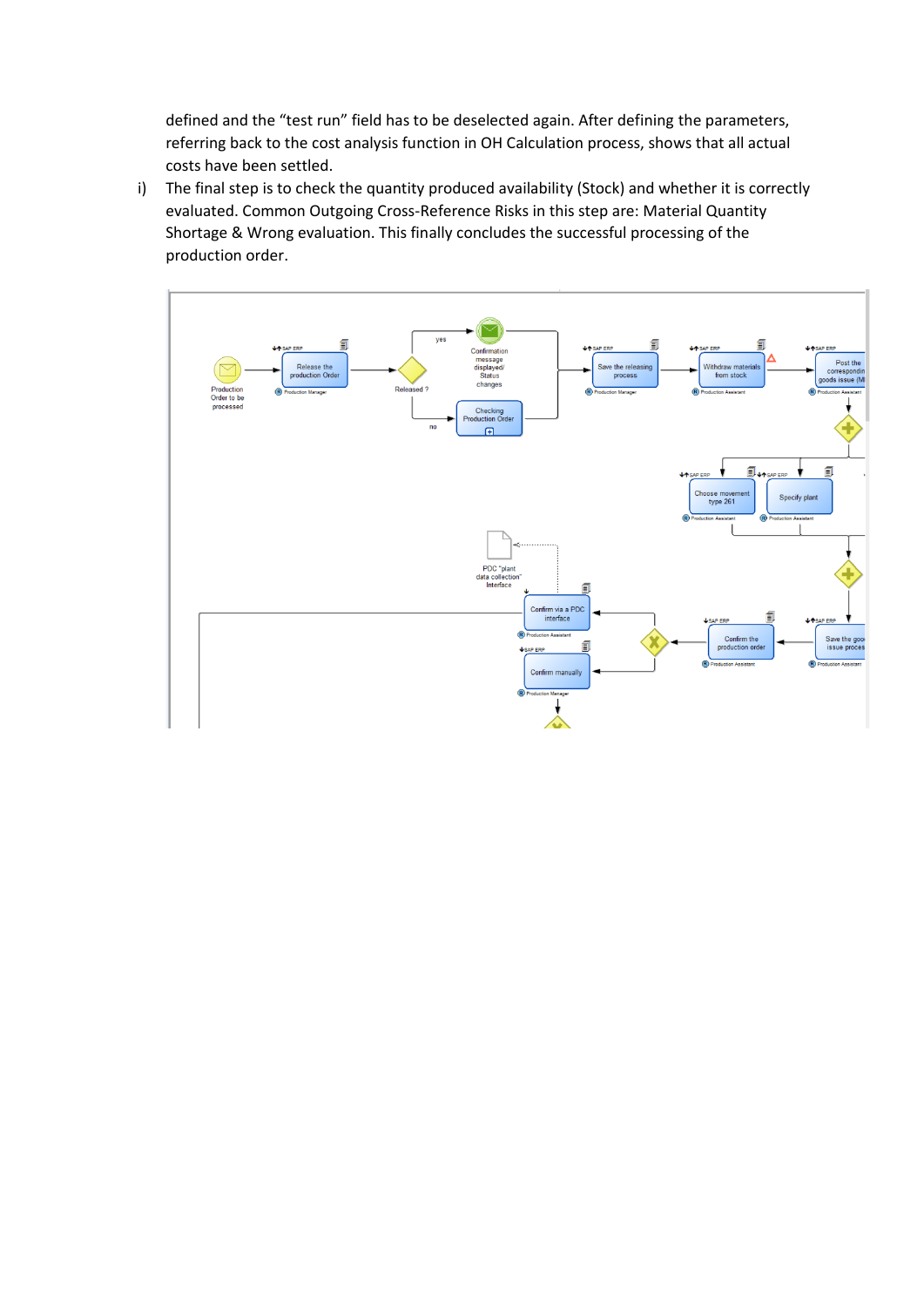defined and the “test run” field has to be deselected again. After defining the parameters, referring back to the cost analysis function in OH Calculation process, shows that all actual costs have been settled.

i) The final step is to check the quantity produced availability (Stock) and whether it is correctly evaluated. Common Outgoing Cross-Reference Risks in this step are: Material Quantity Shortage & Wrong evaluation. This finally concludes the successful processing of the production order.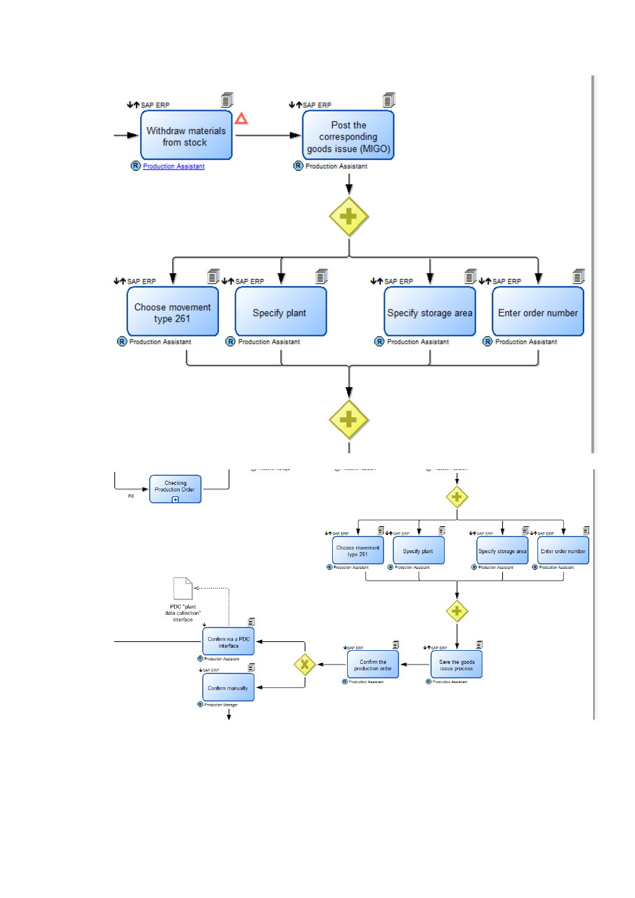SAP ERP

Withdraw materials from stock

Production Assistant

SAP ERP

Post the corresponding goods issue (MIGO)

Production Assistant

SAP ERP

Choose movement type 261

Production Assistant

SAP ERP

Specify plant

Production Assistant

SAP ERP

Specify storage area

Production Assistant

SAP ERP

Enter order number

Production Assistant

no

Checking Production Order

SAP ERP

Choose movement type 261

Production Assistant

SAP ERP

Specify plant

Production Assistant

SAP ERP

Specify storage area

Production Assistant

SAP ERP

Enter order number

Production Assistant

PDC "plant data collection" Interface

Confirm via a PDC interface

Production Assistant

SAP ERP

Confirm manually

Production Manager

SAP ERP

Confirm the production order

Production Assistant

SAP ERP

Save the goods issue process

Production Assistant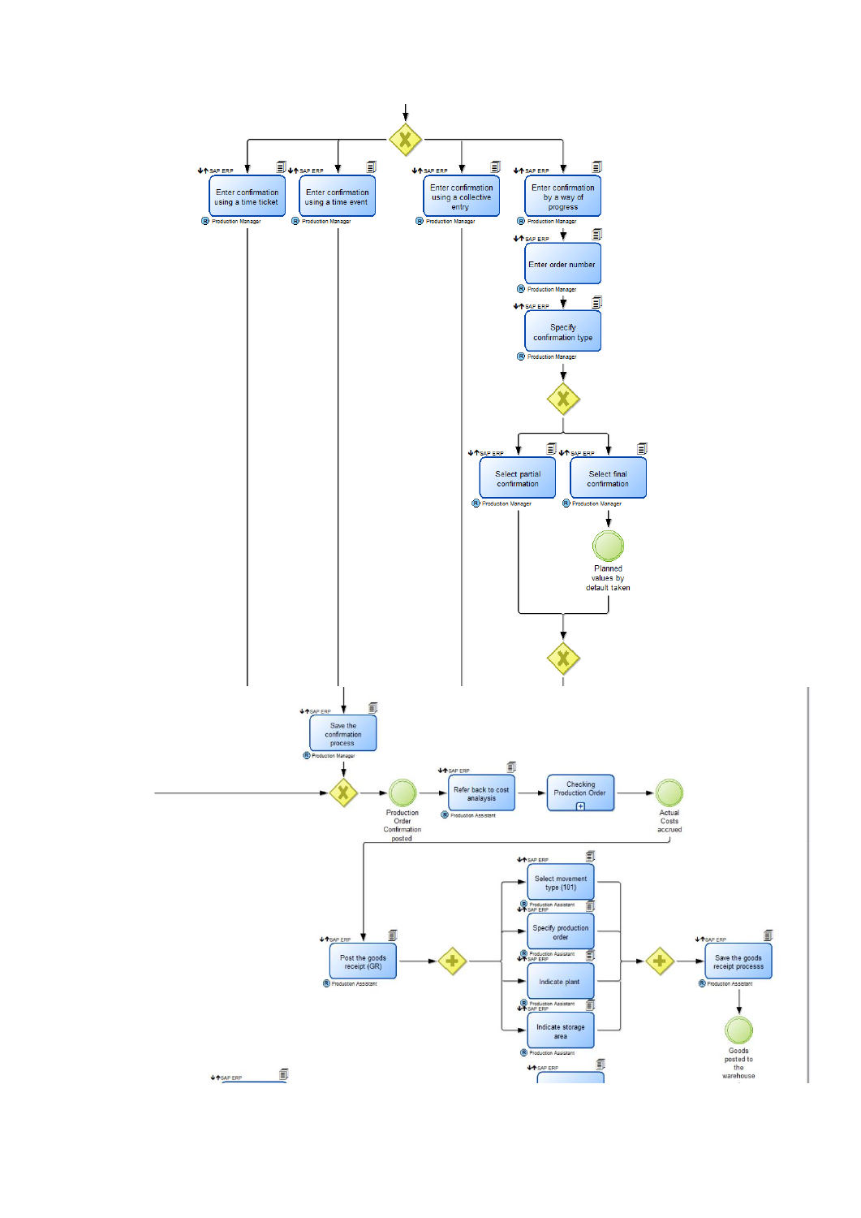SAP ERP

Enter confirmation using a time ticket

Production Manager

SAP ERP

Enter confirmation using a time event

Production Manager

SAP ERP

Enter confirmation using a collective entry

Production Manager

SAP ERP

Enter confirmation by a way of progress

Production Manager

SAP ERP

Enter order number

Production Manager

SAP ERP

Specify confirmation type

Production Manager

SAP ERP

Select partial confirmation

Production Manager

SAP ERP

Select final confirmation

Production Manager

Planned values by default taken

SAP ERP

Save the confirmation process

Production Manager

Production Order Confirmation posted

SAP ERP

Refer back to cost analaysis

Production Assistant

Checking Production Order

Actual Costs accrued

SAP ERP

Post the goods receipt (GR)

Production Assistant

SAP ERP

Select movement type (101)

Production Assistant

SAP ERP

Specify production order

Production Assistant

SAP ERP

Indicate plant

Production Assistant

SAP ERP

Indicate storage area

Production Assistant

SAP ERP

Save the goods receipt process

Production Assistant

Goods posted to the warehouse

SAP ERP

SAP ERP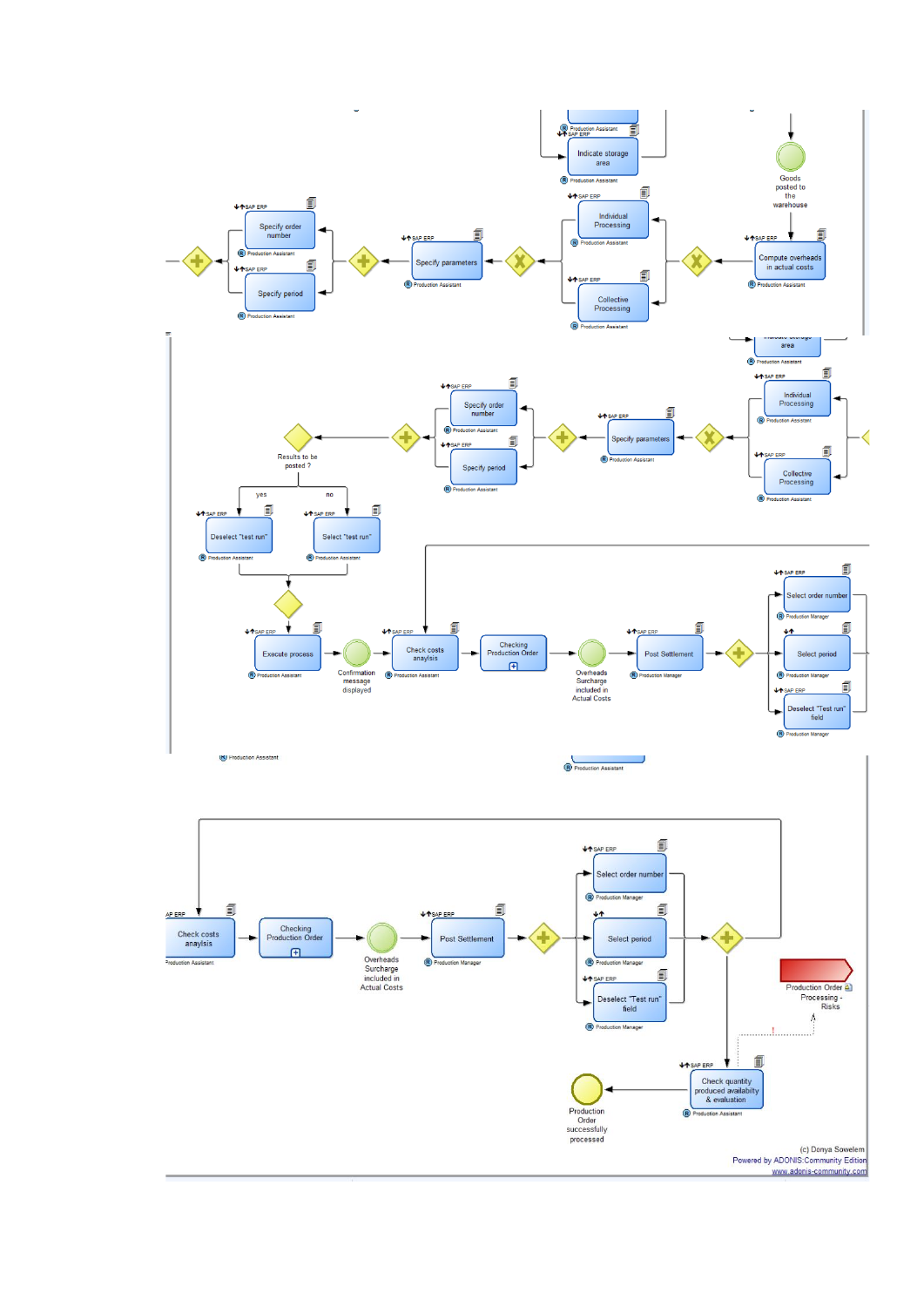Indicate storage area

Production Assistant

SAP ERP

Goods posted to the warehouse

Individual Processing

Compute overheads in actual costs

Specify order number

Specify parameters

Specify period

Collective Processing

Production Assistant

SAP ERP

Indicate storage area

Specify order number

Individual Processing

Specify parameters

Results to be posted ?

Specify period

Collective Processing

yes

no

Deselect "test run"

Select "test run"

Select order number

Execute process

Confirmation message displayed

Check costs anaylsis

Checking Production Order

Overheads Surcharge included in Actual Costs

Post Settlement

Select period

Deselect "Test run" field

Production Manager

Select order number

Check costs anaylsis

Checking Production Order

Overheads Surcharge included in Actual Costs

Post Settlement

Select period

Deselect "Test run" field

Production Order Processing - Risks

Check quantity produced availabilty & evaluation

Production Order successfully processed

(c) Donya Sowelem

Powered by ADONIS:Community Edition

www.adonis-community.com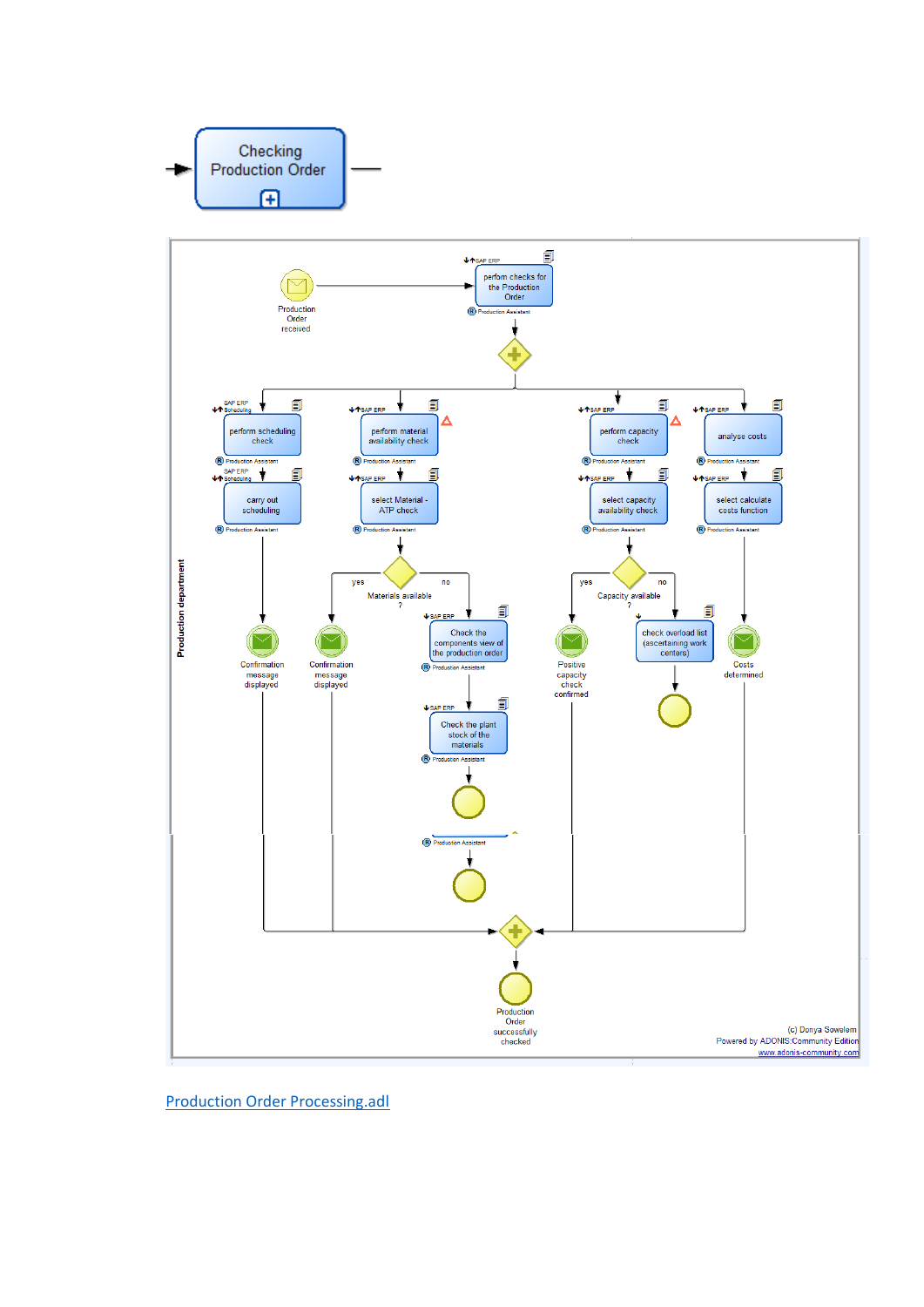Checking Production Order

Production department

Production Order received

perfom checks for the Production Order

Production Assistant

SAP ERP

SAP ERP Scheduling

perform scheduling check

Production Assistant

carry out scheduling

Production Assistant

perform material availability check

Production Assistant

select Material - ATP check

Production Assistant

perform capacity check

Production Assistant

select capacity availability check

Production Assistant

analyse costs

Production Assistant

select calculate costs function

Production Assistant

yes

no

Materials available ?

Capacity available ?

Check the components view of the production order

Production Assistant

Check the plant stock of the materials

Production Assistant

check overload list (ascertaining work centers)

Confirmation message displayed

Confirmation message displayed

Positive capacity check confirmed

Costs determined

Production Order successfully checked

(c) Donya Sowelem
Powered by ADONIS:Community Edition
www.adonis-community.com

[Production Order Processing.adl]